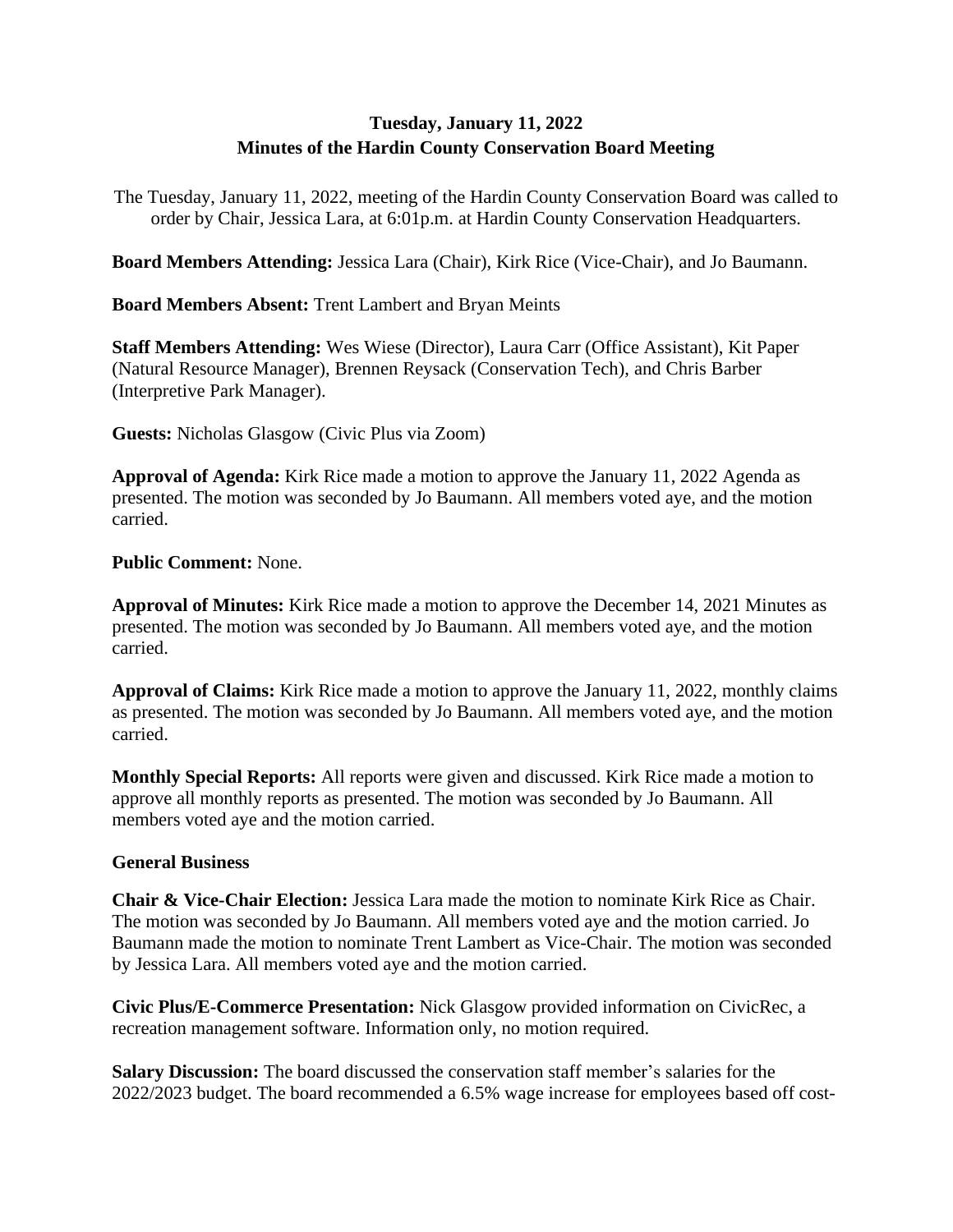**Tuesday, January 11, 2022**
**Minutes of the Hardin County Conservation Board Meeting**

The Tuesday, January 11, 2022, meeting of the Hardin County Conservation Board was called to order by Chair, Jessica Lara, at 6:01p.m. at Hardin County Conservation Headquarters.

**Board Members Attending:** Jessica Lara (Chair), Kirk Rice (Vice-Chair), and Jo Baumann.

**Board Members Absent:** Trent Lambert and Bryan Meints

**Staff Members Attending:** Wes Wiese (Director), Laura Carr (Office Assistant), Kit Paper (Natural Resource Manager), Brennen Reysack (Conservation Tech), and Chris Barber (Interpretive Park Manager).

**Guests:** Nicholas Glasgow (Civic Plus via Zoom)

**Approval of Agenda:** Kirk Rice made a motion to approve the January 11, 2022 Agenda as presented. The motion was seconded by Jo Baumann. All members voted aye, and the motion carried.

**Public Comment:** None.

**Approval of Minutes:** Kirk Rice made a motion to approve the December 14, 2021 Minutes as presented. The motion was seconded by Jo Baumann. All members voted aye, and the motion carried.

**Approval of Claims:** Kirk Rice made a motion to approve the January 11, 2022, monthly claims as presented. The motion was seconded by Jo Baumann. All members voted aye, and the motion carried.

**Monthly Special Reports:** All reports were given and discussed. Kirk Rice made a motion to approve all monthly reports as presented. The motion was seconded by Jo Baumann. All members voted aye and the motion carried.

**General Business**

**Chair & Vice-Chair Election:** Jessica Lara made the motion to nominate Kirk Rice as Chair. The motion was seconded by Jo Baumann. All members voted aye and the motion carried. Jo Baumann made the motion to nominate Trent Lambert as Vice-Chair. The motion was seconded by Jessica Lara. All members voted aye and the motion carried.

**Civic Plus/E-Commerce Presentation:** Nick Glasgow provided information on CivicRec, a recreation management software. Information only, no motion required.

**Salary Discussion:** The board discussed the conservation staff member's salaries for the 2022/2023 budget. The board recommended a 6.5% wage increase for employees based off cost-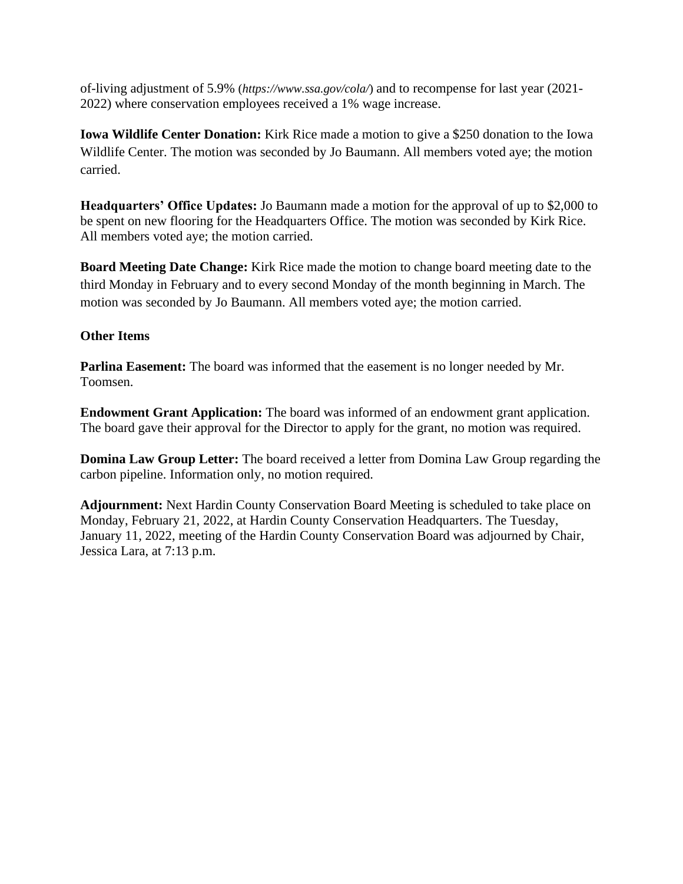of-living adjustment of 5.9% (*https://www.ssa.gov/cola/*) and to recompense for last year (2021-2022) where conservation employees received a 1% wage increase.

**Iowa Wildlife Center Donation:** Kirk Rice made a motion to give a $250 donation to the Iowa Wildlife Center. The motion was seconded by Jo Baumann. All members voted aye; the motion carried.

**Headquarters' Office Updates:** Jo Baumann made a motion for the approval of up to $2,000 to be spent on new flooring for the Headquarters Office. The motion was seconded by Kirk Rice. All members voted aye; the motion carried.

**Board Meeting Date Change:** Kirk Rice made the motion to change board meeting date to the third Monday in February and to every second Monday of the month beginning in March. The motion was seconded by Jo Baumann. All members voted aye; the motion carried.

**Other Items**

**Parlina Easement:** The board was informed that the easement is no longer needed by Mr. Toomsen.

**Endowment Grant Application:** The board was informed of an endowment grant application. The board gave their approval for the Director to apply for the grant, no motion was required.

**Domina Law Group Letter:** The board received a letter from Domina Law Group regarding the carbon pipeline. Information only, no motion required.

**Adjournment:** Next Hardin County Conservation Board Meeting is scheduled to take place on Monday, February 21, 2022, at Hardin County Conservation Headquarters. The Tuesday, January 11, 2022, meeting of the Hardin County Conservation Board was adjourned by Chair, Jessica Lara, at 7:13 p.m.